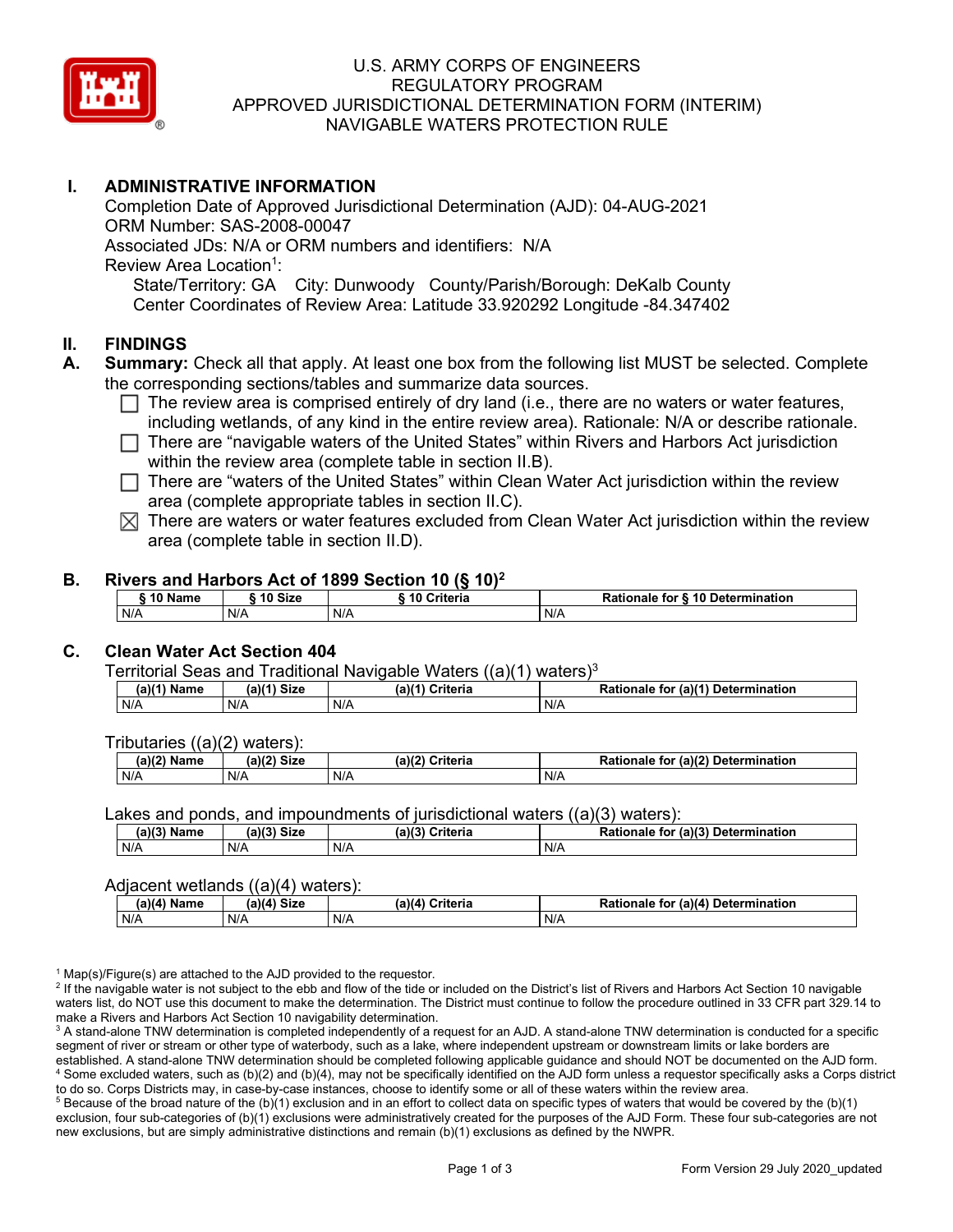# U.S. ARMY CORPS OF ENGINEERS
# REGULATORY PROGRAM
# APPROVED JURISDICTIONAL DETERMINATION FORM (INTERIM)
# NAVIGABLE WATERS PROTECTION RULE

## I. ADMINISTRATIVE INFORMATION

Completion Date of Approved Jurisdictional Determination (AJD): 04-AUG-2021
ORM Number: SAS-2008-00047
Associated JDs: N/A or ORM numbers and identifiers: N/A
Review Area Location[1]:
State/Territory: GA City: Dunwoody County/Parish/Borough: DeKalb County
Center Coordinates of Review Area: Latitude 33.920292 Longitude -84.347402

## II. FINDINGS

**A. Summary:** Check all that apply. At least one box from the following list MUST be selected. Complete the corresponding sections/tables and summarize data sources.

- ☐ The review area is comprised entirely of dry land (i.e., there are no waters or water features, including wetlands, of any kind in the entire review area). Rationale: N/A or describe rationale.
- ☐ There are "navigable waters of the United States" within Rivers and Harbors Act jurisdiction within the review area (complete table in section II.B).
- ☐ There are "waters of the United States" within Clean Water Act jurisdiction within the review area (complete appropriate tables in section II.C).
- ☒ There are waters or water features excluded from Clean Water Act jurisdiction within the review area (complete table in section II.D).

### B. Rivers and Harbors Act of 1899 Section 10 (§ 10)[2]

| § 10 Name | § 10 Size | § 10 Criteria | Rationale for § 10 Determination |
|---|---|---|---|
| N/A | N/A | N/A | N/A |

### C. Clean Water Act Section 404

Territorial Seas and Traditional Navigable Waters ((a)(1) waters)[3]

| (a)(1) Name | (a)(1) Size | (a)(1) Criteria | Rationale for (a)(1) Determination |
|---|---|---|---|
| N/A | N/A | N/A | N/A |

Tributaries ((a)(2) waters):

| (a)(2) Name | (a)(2) Size | (a)(2) Criteria | Rationale for (a)(2) Determination |
|---|---|---|---|
| N/A | N/A | N/A | N/A |

Lakes and ponds, and impoundments of jurisdictional waters ((a)(3) waters):

| (a)(3) Name | (a)(3) Size | (a)(3) Criteria | Rationale for (a)(3) Determination |
|---|---|---|---|
| N/A | N/A | N/A | N/A |

Adjacent wetlands ((a)(4) waters):

| (a)(4) Name | (a)(4) Size | (a)(4) Criteria | Rationale for (a)(4) Determination |
|---|---|---|---|
| N/A | N/A | N/A | N/A |

[1] Map(s)/Figure(s) are attached to the AJD provided to the requestor.
[2] If the navigable water is not subject to the ebb and flow of the tide or included on the District's list of Rivers and Harbors Act Section 10 navigable waters list, do NOT use this document to make the determination. The District must continue to follow the procedure outlined in 33 CFR part 329.14 to make a Rivers and Harbors Act Section 10 navigability determination.
[3] A stand-alone TNW determination is completed independently of a request for an AJD. A stand-alone TNW determination is conducted for a specific segment of river or stream or other type of waterbody, such as a lake, where independent upstream or downstream limits or lake borders are established. A stand-alone TNW determination should be completed following applicable guidance and should NOT be documented on the AJD form.
[4] Some excluded waters, such as (b)(2) and (b)(4), may not be specifically identified on the AJD form unless a requestor specifically asks a Corps district to do so. Corps Districts may, in case-by-case instances, choose to identify some or all of these waters within the review area.
[5] Because of the broad nature of the (b)(1) exclusion and in an effort to collect data on specific types of waters that would be covered by the (b)(1) exclusion, four sub-categories of (b)(1) exclusions were administratively created for the purposes of the AJD Form. These four sub-categories are not new exclusions, but are simply administrative distinctions and remain (b)(1) exclusions as defined by the NWPR.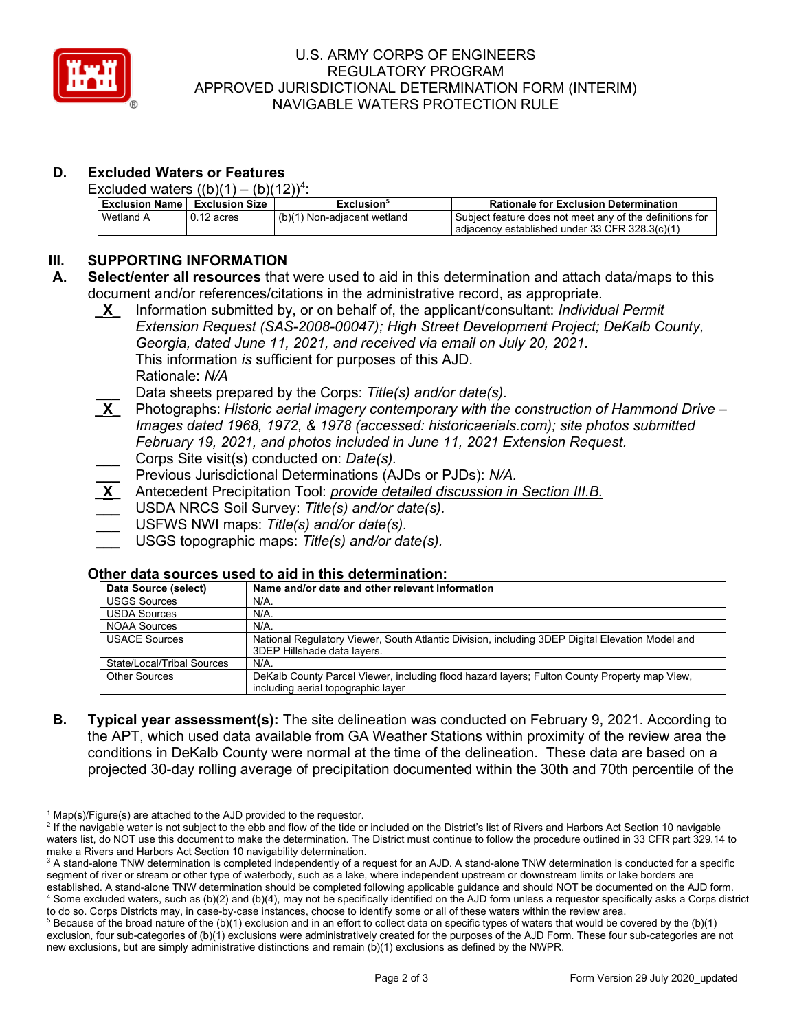## D. Excluded Waters or Features

Excluded waters ((b)(1) – (b)(12))[4]:

| Exclusion Name | Exclusion Size | Exclusion[5] | Rationale for Exclusion Determination |
|---|---|---|---|
| Wetland A | 0.12 acres | (b)(1) Non-adjacent wetland | Subject feature does not meet any of the definitions for adjacency established under 33 CFR 328.3(c)(1) |

# III. SUPPORTING INFORMATION

## A. Select/enter all resources that were used to aid in this determination and attach data/maps to this document and/or references/citations in the administrative record, as appropriate.

- \_X\_ Information submitted by, or on behalf of, the applicant/consultant: *Individual Permit Extension Request (SAS-2008-00047); High Street Development Project; DeKalb County, Georgia, dated June 11, 2021, and received via email on July 20, 2021.*
  This information *is* sufficient for purposes of this AJD.
  Rationale: *N/A*
- \_\_\_ Data sheets prepared by the Corps: *Title(s) and/or date(s).*
- \_X\_ Photographs: *Historic aerial imagery contemporary with the construction of Hammond Drive – Images dated 1968, 1972, & 1978 (accessed: historicaerials.com); site photos submitted February 19, 2021, and photos included in June 11, 2021 Extension Request.*
- \_\_\_ Corps Site visit(s) conducted on: *Date(s).*
- \_\_\_ Previous Jurisdictional Determinations (AJDs or PJDs): *N/A.*
- \_X\_ Antecedent Precipitation Tool: *provide detailed discussion in Section III.B.*
- \_\_\_ USDA NRCS Soil Survey: *Title(s) and/or date(s).*
- \_\_\_ USFWS NWI maps: *Title(s) and/or date(s).*
- \_\_\_ USGS topographic maps: *Title(s) and/or date(s).*

### Other data sources used to aid in this determination:

| Data Source (select) | Name and/or date and other relevant information |
|---|---|
| USGS Sources | N/A. |
| USDA Sources | N/A. |
| NOAA Sources | N/A. |
| USACE Sources | National Regulatory Viewer, South Atlantic Division, including 3DEP Digital Elevation Model and 3DEP Hillshade data layers. |
| State/Local/Tribal Sources | N/A. |
| Other Sources | DeKalb County Parcel Viewer, including flood hazard layers; Fulton County Property map View, including aerial topographic layer |

## B. Typical year assessment(s):

The site delineation was conducted on February 9, 2021. According to the APT, which used data available from GA Weather Stations within proximity of the review area the conditions in DeKalb County were normal at the time of the delineation. These data are based on a projected 30-day rolling average of precipitation documented within the 30th and 70th percentile of the

---

[1] Map(s)/Figure(s) are attached to the AJD provided to the requestor.

[2] If the navigable water is not subject to the ebb and flow of the tide or included on the District's list of Rivers and Harbors Act Section 10 navigable waters list, do NOT use this document to make the determination. The District must continue to follow the procedure outlined in 33 CFR part 329.14 to make a Rivers and Harbors Act Section 10 navigability determination.

[3] A stand-alone TNW determination is completed independently of a request for an AJD. A stand-alone TNW determination is conducted for a specific segment of river or stream or other type of waterbody, such as a lake, where independent upstream or downstream limits or lake borders are established. A stand-alone TNW determination should be completed following applicable guidance and should NOT be documented on the AJD form.

[4] Some excluded waters, such as (b)(2) and (b)(4), may not be specifically identified on the AJD form unless a requestor specifically asks a Corps district to do so. Corps Districts may, in case-by-case instances, choose to identify some or all of these waters within the review area.

[5] Because of the broad nature of the (b)(1) exclusion and in an effort to collect data on specific types of waters that would be covered by the (b)(1) exclusion, four sub-categories of (b)(1) exclusions were administratively created for the purposes of the AJD Form. These four sub-categories are not new exclusions, but are simply administrative distinctions and remain (b)(1) exclusions as defined by the NWPR.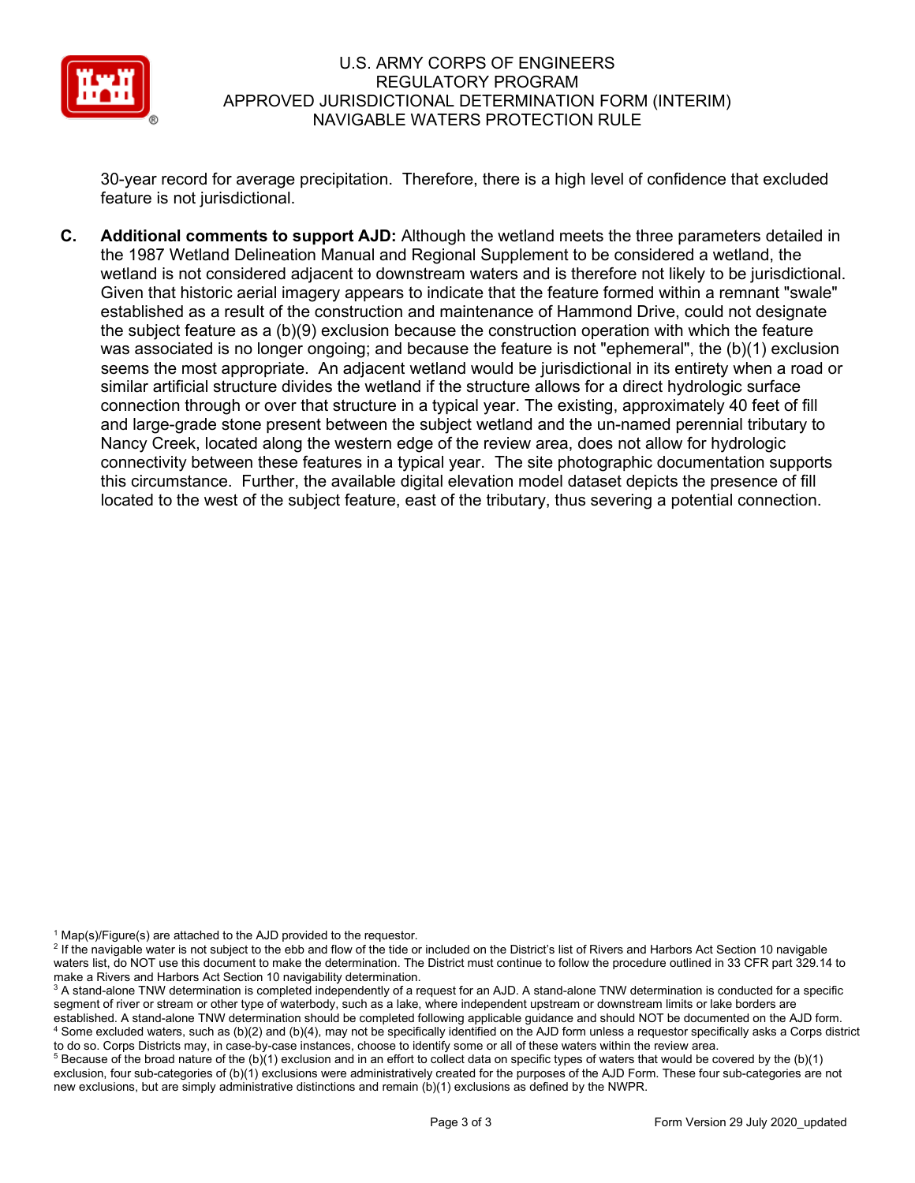30-year record for average precipitation. Therefore, there is a high level of confidence that excluded feature is not jurisdictional.

**C. Additional comments to support AJD:** Although the wetland meets the three parameters detailed in the 1987 Wetland Delineation Manual and Regional Supplement to be considered a wetland, the wetland is not considered adjacent to downstream waters and is therefore not likely to be jurisdictional. Given that historic aerial imagery appears to indicate that the feature formed within a remnant "swale" established as a result of the construction and maintenance of Hammond Drive, could not designate the subject feature as a (b)(9) exclusion because the construction operation with which the feature was associated is no longer ongoing; and because the feature is not "ephemeral", the (b)(1) exclusion seems the most appropriate. An adjacent wetland would be jurisdictional in its entirety when a road or similar artificial structure divides the wetland if the structure allows for a direct hydrologic surface connection through or over that structure in a typical year. The existing, approximately 40 feet of fill and large-grade stone present between the subject wetland and the un-named perennial tributary to Nancy Creek, located along the western edge of the review area, does not allow for hydrologic connectivity between these features in a typical year. The site photographic documentation supports this circumstance. Further, the available digital elevation model dataset depicts the presence of fill located to the west of the subject feature, east of the tributary, thus severing a potential connection.

[1] Map(s)/Figure(s) are attached to the AJD provided to the requestor.

[2] If the navigable water is not subject to the ebb and flow of the tide or included on the District's list of Rivers and Harbors Act Section 10 navigable waters list, do NOT use this document to make the determination. The District must continue to follow the procedure outlined in 33 CFR part 329.14 to make a Rivers and Harbors Act Section 10 navigability determination.

[3] A stand-alone TNW determination is completed independently of a request for an AJD. A stand-alone TNW determination is conducted for a specific segment of river or stream or other type of waterbody, such as a lake, where independent upstream or downstream limits or lake borders are established. A stand-alone TNW determination should be completed following applicable guidance and should NOT be documented on the AJD form.

[4] Some excluded waters, such as (b)(2) and (b)(4), may not be specifically identified on the AJD form unless a requestor specifically asks a Corps district to do so. Corps Districts may, in case-by-case instances, choose to identify some or all of these waters within the review area.

[5] Because of the broad nature of the (b)(1) exclusion and in an effort to collect data on specific types of waters that would be covered by the (b)(1) exclusion, four sub-categories of (b)(1) exclusions were administratively created for the purposes of the AJD Form. These four sub-categories are not new exclusions, but are simply administrative distinctions and remain (b)(1) exclusions as defined by the NWPR.